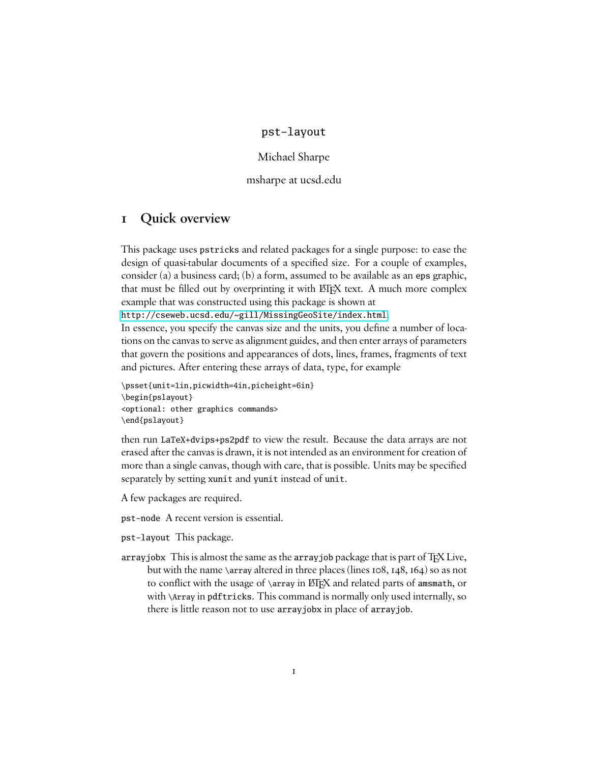# pst-layout

Michael Sharpe

msharpe at ucsd.edu

## 1 Quick overview

This package uses `pstricks` and related packages for a single purpose: to ease the design of quasi-tabular documents of a specified size. For a couple of examples, consider (a) a business card; (b) a form, assumed to be available as an `eps` graphic, that must be filled out by overprinting it with LaTeX text. A much more complex example that was constructed using this package is shown at
http://cseweb.ucsd.edu/~gill/MissingGeoSite/index.html.
In essence, you specify the canvas size and the units, you define a number of locations on the canvas to serve as alignment guides, and then enter arrays of parameters that govern the positions and appearances of dots, lines, frames, fragments of text and pictures. After entering these arrays of data, type, for example

```
\psset{unit=1in,picwidth=4in,picheight=6in}
\begin{pslayout}
<optional: other graphics commands>
\end{pslayout}
```

then run `LaTeX+dvips+ps2pdf` to view the result. Because the data arrays are not erased after the canvas is drawn, it is not intended as an environment for creation of more than a single canvas, though with care, that is possible. Units may be specified separately by setting `xunit` and `yunit` instead of `unit`.

A few packages are required.

`pst-node` A recent version is essential.

`pst-layout` This package.

`arrayjobx` This is almost the same as the `arrayjob` package that is part of TeX Live, but with the name `\array` altered in three places (lines 108, 148, 164) so as not to conflict with the usage of `\array` in LaTeX and related parts of `amsmath`, or with `\Array` in `pdftricks`. This command is normally only used internally, so there is little reason not to use `arrayjobx` in place of `arrayjob`.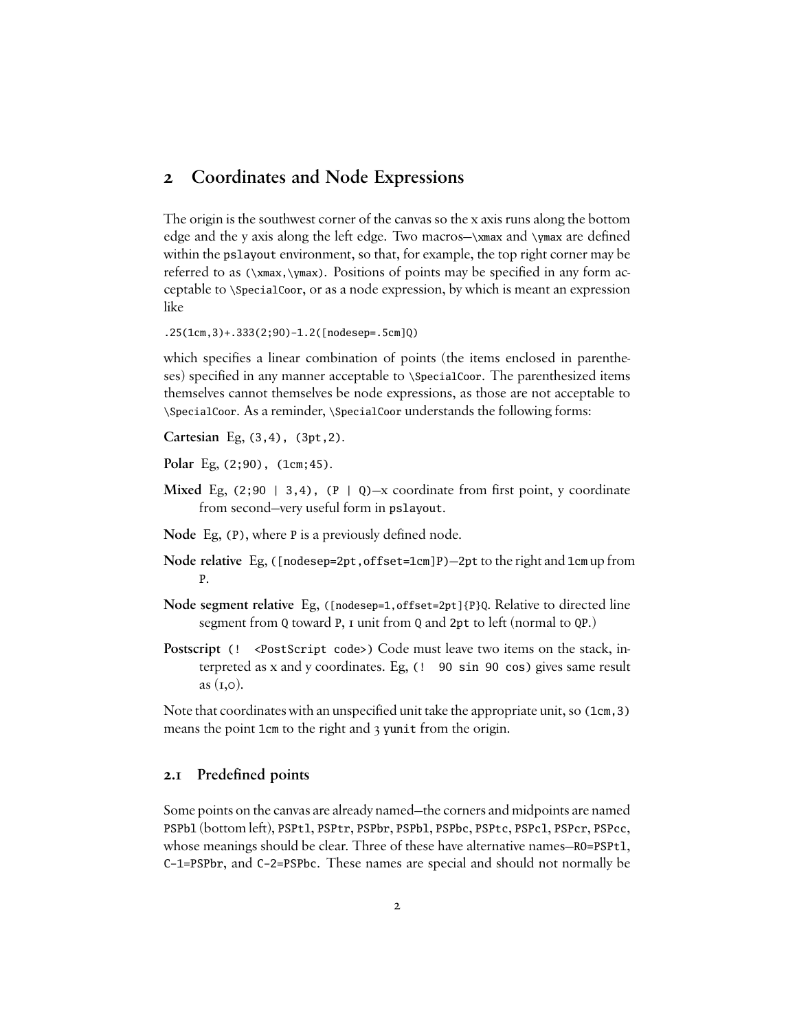## 2 Coordinates and Node Expressions

The origin is the southwest corner of the canvas so the x axis runs along the bottom edge and the y axis along the left edge. Two macros—`\xmax` and `\ymax` are defined within the `pslayout` environment, so that, for example, the top right corner may be referred to as `(\xmax,\ymax)`. Positions of points may be specified in any form acceptable to `\SpecialCoor`, or as a node expression, by which is meant an expression like

```
.25(1cm,3)+.333(2;90)-1.2([nodesep=.5cm]Q)
```

which specifies a linear combination of points (the items enclosed in parentheses) specified in any manner acceptable to `\SpecialCoor`. The parenthesized items themselves cannot themselves be node expressions, as those are not acceptable to `\SpecialCoor`. As a reminder, `\SpecialCoor` understands the following forms:

**Cartesian** Eg, `(3,4)`, `(3pt,2)`.

**Polar** Eg, `(2;90)`, `(1cm;45)`.

**Mixed** Eg, `(2;90 | 3,4)`, `(P | Q)`—x coordinate from first point, y coordinate from second—very useful form in `pslayout`.

**Node** Eg, `(P)`, where `P` is a previously defined node.

**Node relative** Eg, `([nodesep=2pt,offset=1cm]P)`—`2pt` to the right and `1cm` up from `P`.

**Node segment relative** Eg, `([nodesep=1,offset=2pt]{P}Q`. Relative to directed line segment from `Q` toward `P`, 1 unit from `Q` and `2pt` to left (normal to `QP`.)

**Postscript** `(! <PostScript code>)` Code must leave two items on the stack, interpreted as x and y coordinates. Eg, `(! 90 sin 90 cos)` gives same result as (1,0).

Note that coordinates with an unspecified unit take the appropriate unit, so `(1cm,3)` means the point `1cm` to the right and 3 `yunit` from the origin.

### 2.1 Predefined points

Some points on the canvas are already named—the corners and midpoints are named `PSPbl` (bottom left), `PSPtl`, `PSPtr`, `PSPbr`, `PSPbl`, `PSPbc`, `PSPtc`, `PSPcl`, `PSPcr`, `PSPcc`, whose meanings should be clear. Three of these have alternative names—`R0=PSPtl`, `C-1=PSPbr`, and `C-2=PSPbc`. These names are special and should not normally be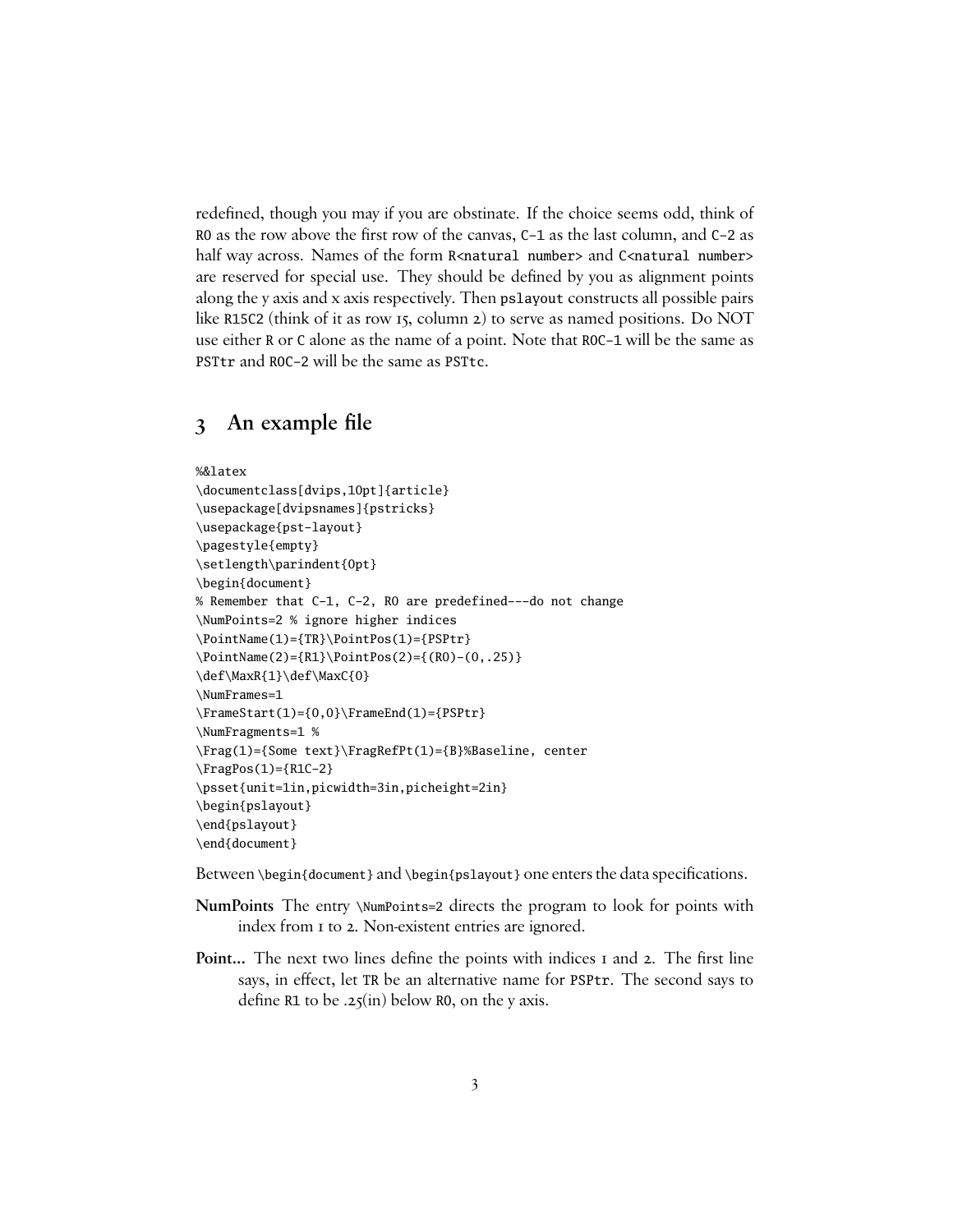redefined, though you may if you are obstinate. If the choice seems odd, think of `R0` as the row above the first row of the canvas, `C-1` as the last column, and `C-2` as half way across. Names of the form `R<natural number>` and `C<natural number>` are reserved for special use. They should be defined by you as alignment points along the y axis and x axis respectively. Then `pslayout` constructs all possible pairs like `R15C2` (think of it as row 15, column 2) to serve as named positions. Do NOT use either `R` or `C` alone as the name of a point. Note that `R0C-1` will be the same as `PSTtr` and `R0C-2` will be the same as `PSTtc`.

## 3 An example file

```
%&latex
\documentclass[dvips,10pt]{article}
\usepackage[dvipsnames]{pstricks}
\usepackage{pst-layout}
\pagestyle{empty}
\setlength\parindent{0pt}
\begin{document}
% Remember that C-1, C-2, R0 are predefined---do not change
\NumPoints=2 % ignore higher indices
\PointName(1)={TR}\PointPos(1)={PSPtr}
\PointName(2)={R1}\PointPos(2)={(R0)-(0,.25)}
\def\MaxR{1}\def\MaxC{0}
\NumFrames=1
\FrameStart(1)={0,0}\FrameEnd(1)={PSPtr}
\NumFragments=1 %
\Frag(1)={Some text}\FragRefPt(1)={B}%Baseline, center
\FragPos(1)={R1C-2}
\psset{unit=1in,picwidth=3in,picheight=2in}
\begin{pslayout}
\end{pslayout}
\end{document}
```

Between `\begin{document}` and `\begin{pslayout}` one enters the data specifications.

**NumPoints** The entry `\NumPoints=2` directs the program to look for points with index from 1 to 2. Non-existent entries are ignored.

**Point...** The next two lines define the points with indices 1 and 2. The first line says, in effect, let `TR` be an alternative name for `PSPtr`. The second says to define `R1` to be .25(in) below `R0`, on the y axis.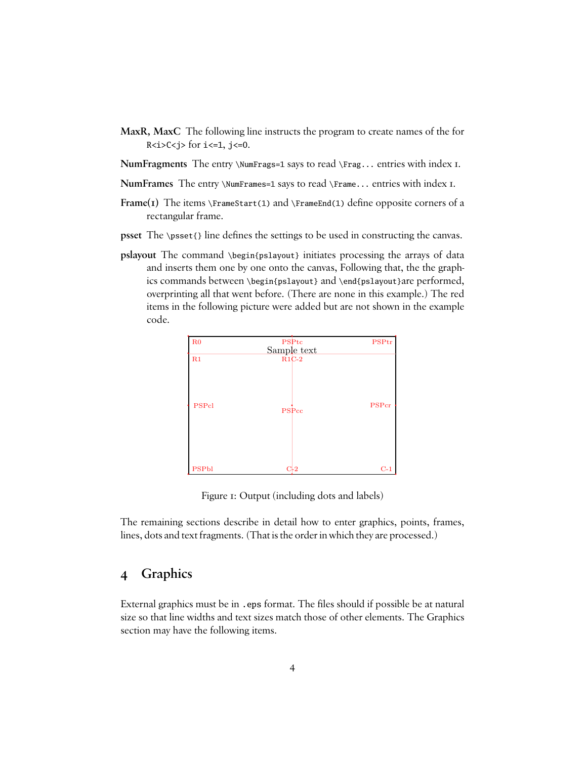**MaxR, MaxC** The following line instructs the program to create names of the for `R<i>C<j>` for `i<=1`, `j<=0`.

**NumFragments** The entry `\NumFrags=1` says to read `\Frag...` entries with index 1.

**NumFrames** The entry `\NumFrames=1` says to read `\Frame...` entries with index 1.

**Frame(1)** The items `\FrameStart(1)` and `\FrameEnd(1)` define opposite corners of a rectangular frame.

**psset** The `\psset{}` line defines the settings to be used in constructing the canvas.

**pslayout** The command `\begin{pslayout}` initiates processing the arrays of data and inserts them one by one onto the canvas, Following that, the the graphics commands between `\begin{pslayout}` and `\end{pslayout}`are performed, overprinting all that went before. (There are none in this example.) The red items in the following picture were added but are not shown in the example code.

R0 PSPtc PSPtr
Sample text
R1 R1C-2
PSPcl PSPcc PSPcr
PSPbl C-2 C-1

Figure 1: Output (including dots and labels)

The remaining sections describe in detail how to enter graphics, points, frames, lines, dots and text fragments. (That is the order in which they are processed.)

## 4 Graphics

External graphics must be in `.eps` format. The files should if possible be at natural size so that line widths and text sizes match those of other elements. The Graphics section may have the following items.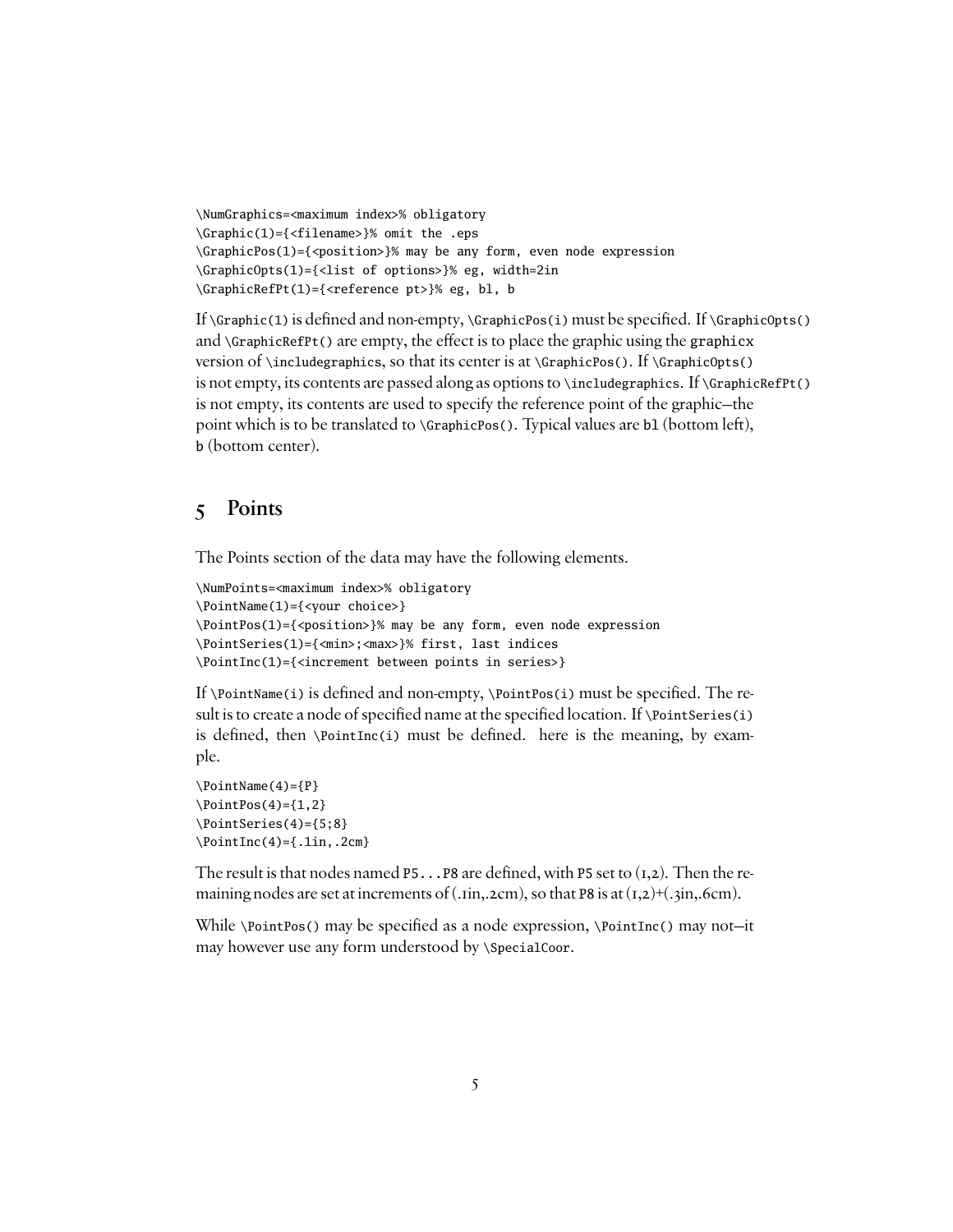```
\NumGraphics=<maximum index>% obligatory
\Graphic(1)={<filename>}% omit the .eps
\GraphicPos(1)={<position>}% may be any form, even node expression
\GraphicOpts(1)={<list of options>}% eg, width=2in
\GraphicRefPt(1)={<reference pt>}% eg, bl, b
```

If `\Graphic(1)` is defined and non-empty, `\GraphicPos(i)` must be specified. If `\GraphicOpts()` and `\GraphicRefPt()` are empty, the effect is to place the graphic using the graphicx version of `\includegraphics`, so that its center is at `\GraphicPos()`. If `\GraphicOpts()` is not empty, its contents are passed along as options to `\includegraphics`. If `\GraphicRefPt()` is not empty, its contents are used to specify the reference point of the graphic—the point which is to be translated to `\GraphicPos()`. Typical values are `bl` (bottom left), `b` (bottom center).

## 5 Points

The Points section of the data may have the following elements.

```
\NumPoints=<maximum index>% obligatory
\PointName(1)={<your choice>}
\PointPos(1)={<position>}% may be any form, even node expression
\PointSeries(1)={<min>;<max>}% first, last indices
\PointInc(1)={<increment between points in series>}
```

If `\PointName(i)` is defined and non-empty, `\PointPos(i)` must be specified. The result is to create a node of specified name at the specified location. If `\PointSeries(i)` is defined, then `\PointInc(i)` must be defined. here is the meaning, by example.

```
\PointName(4)={P}
\PointPos(4)={1,2}
\PointSeries(4)={5;8}
\PointInc(4)={.1in,.2cm}
```

The result is that nodes named `P5...P8` are defined, with `P5` set to (1,2). Then the remaining nodes are set at increments of (.1in,.2cm), so that `P8` is at (1,2)+(.3in,.6cm).

While `\PointPos()` may be specified as a node expression, `\PointInc()` may not—it may however use any form understood by `\SpecialCoor`.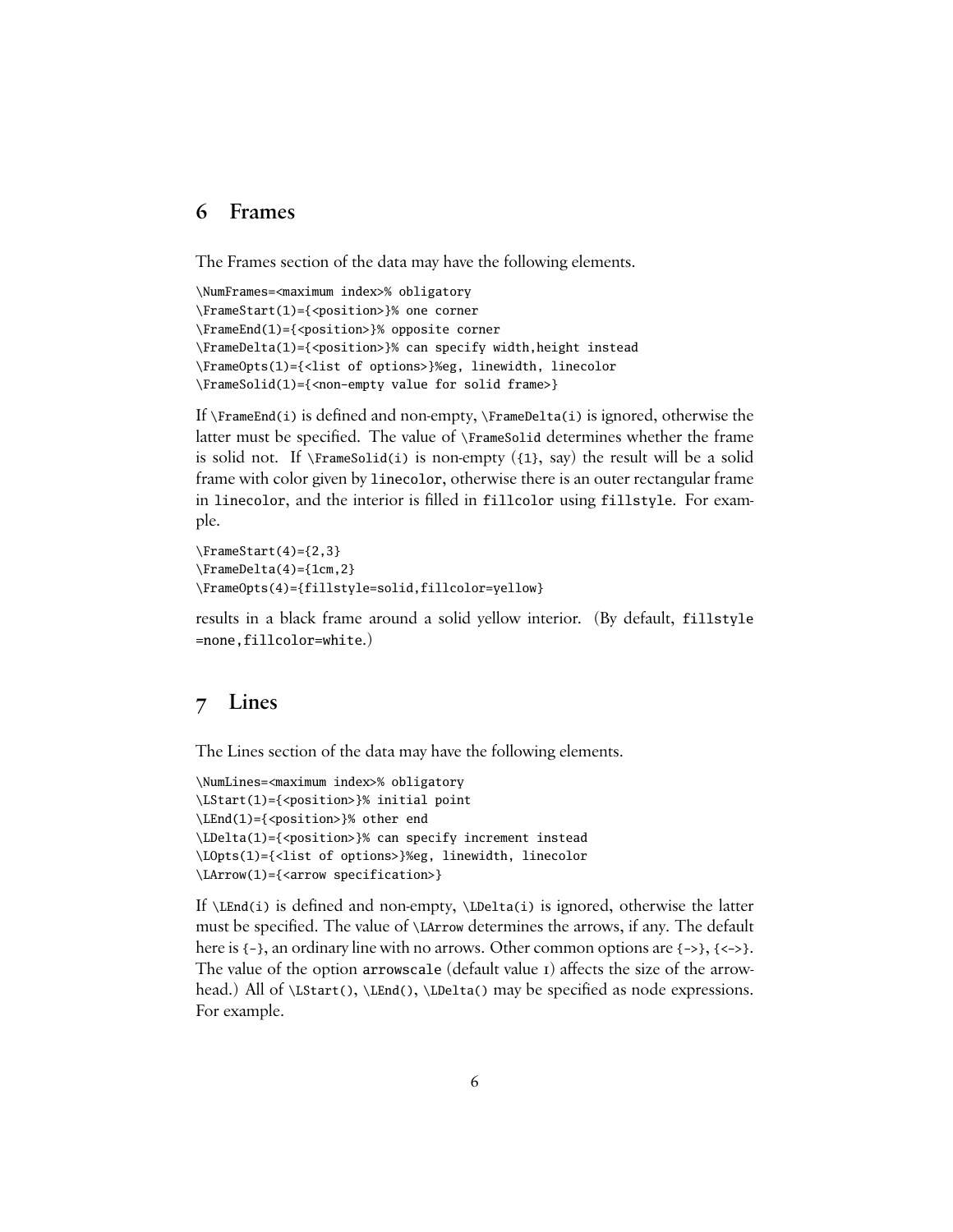## 6 Frames

The Frames section of the data may have the following elements.

```
\NumFrames=<maximum index>% obligatory
\FrameStart(1)={<position>}% one corner
\FrameEnd(1)={<position>}% opposite corner
\FrameDelta(1)={<position>}% can specify width,height instead
\FrameOpts(1)={<list of options>}%eg, linewidth, linecolor
\FrameSolid(1)={<non-empty value for solid frame>}
```

If `\FrameEnd(i)` is defined and non-empty, `\FrameDelta(i)` is ignored, otherwise the latter must be specified. The value of `\FrameSolid` determines whether the frame is solid not. If `\FrameSolid(i)` is non-empty (`{1}`, say) the result will be a solid frame with color given by `linecolor`, otherwise there is an outer rectangular frame in `linecolor`, and the interior is filled in `fillcolor` using `fillstyle`. For example.

```
\FrameStart(4)={2,3}
\FrameDelta(4)={1cm,2}
\FrameOpts(4)={fillstyle=solid,fillcolor=yellow}
```

results in a black frame around a solid yellow interior. (By default, `fillstyle =none,fillcolor=white`.)

## 7 Lines

The Lines section of the data may have the following elements.

```
\NumLines=<maximum index>% obligatory
\LStart(1)={<position>}% initial point
\LEnd(1)={<position>}% other end
\LDelta(1)={<position>}% can specify increment instead
\LOpts(1)={<list of options>}%eg, linewidth, linecolor
\LArrow(1)={<arrow specification>}
```

If `\LEnd(i)` is defined and non-empty, `\LDelta(i)` is ignored, otherwise the latter must be specified. The value of `\LArrow` determines the arrows, if any. The default here is `{-}`, an ordinary line with no arrows. Other common options are `{->}`, `{<->}`. The value of the option `arrowscale` (default value 1) affects the size of the arrowhead.) All of `\LStart()`, `\LEnd()`, `\LDelta()` may be specified as node expressions. For example.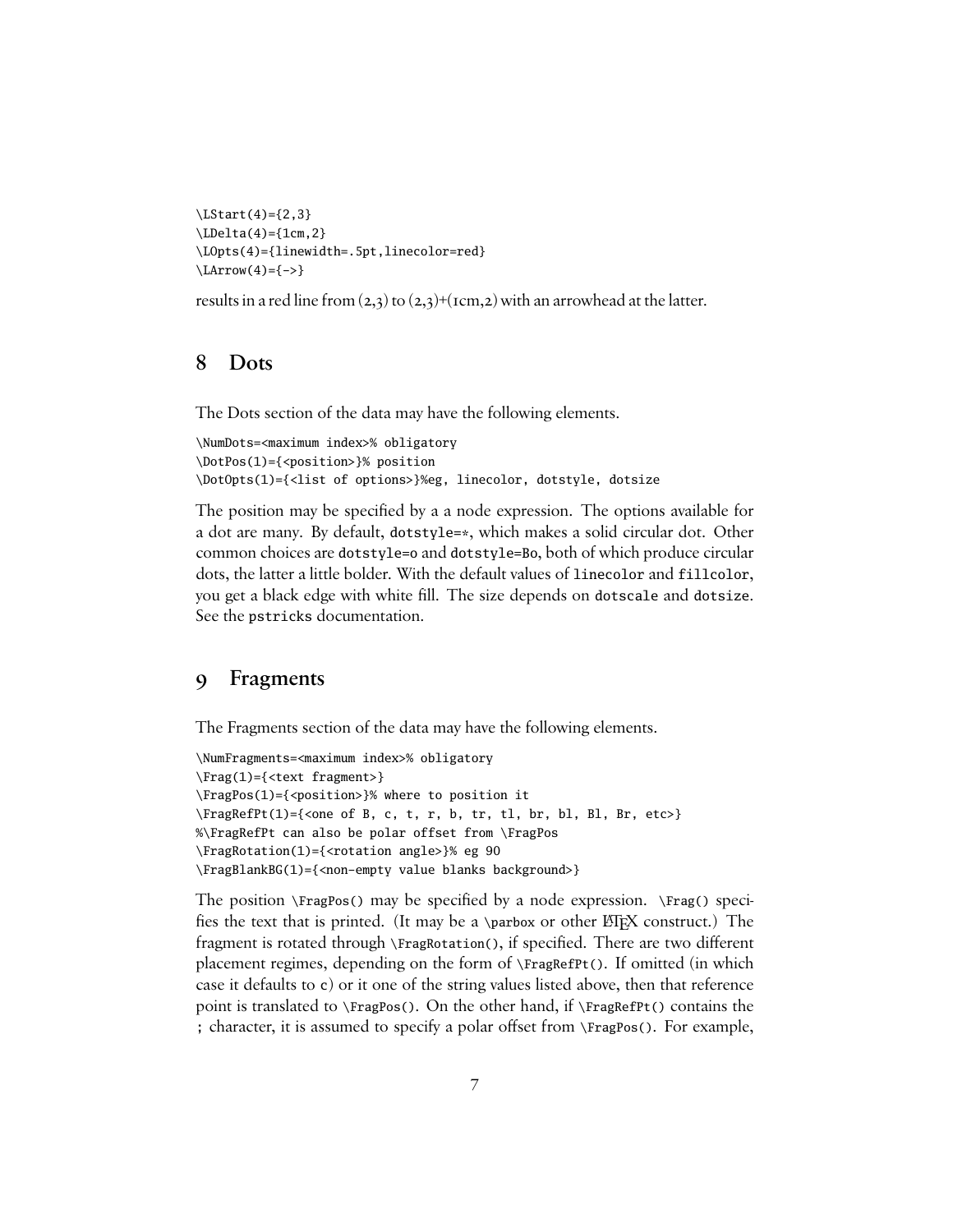```
\LStart(4)={2,3}
\LDelta(4)={1cm,2}
\LOpts(4)={linewidth=.5pt,linecolor=red}
\LArrow(4)={->}
```

results in a red line from (2,3) to (2,3)+(1cm,2) with an arrowhead at the latter.

## 8 Dots

The Dots section of the data may have the following elements.

```
\NumDots=<maximum index>% obligatory
\DotPos(1)={<position>}% position
\DotOpts(1)={<list of options>}%eg, linecolor, dotstyle, dotsize
```

The position may be specified by a a node expression. The options available for a dot are many. By default, `dotstyle=*`, which makes a solid circular dot. Other common choices are `dotstyle=o` and `dotstyle=Bo`, both of which produce circular dots, the latter a little bolder. With the default values of `linecolor` and `fillcolor`, you get a black edge with white fill. The size depends on `dotscale` and `dotsize`. See the `pstricks` documentation.

## 9 Fragments

The Fragments section of the data may have the following elements.

```
\NumFragments=<maximum index>% obligatory
\Frag(1)={<text fragment>}
\FragPos(1)={<position>}% where to position it
\FragRefPt(1)={<one of B, c, t, r, b, tr, tl, br, bl, Bl, Br, etc>}
%\FragRefPt can also be polar offset from \FragPos
\FragRotation(1)={<rotation angle>}% eg 90
\FragBlankBG(1)={<non-empty value blanks background>}
```

The position `\FragPos()` may be specified by a node expression. `\Frag()` specifies the text that is printed. (It may be a `\parbox` or other LaTeX construct.) The fragment is rotated through `\FragRotation()`, if specified. There are two different placement regimes, depending on the form of `\FragRefPt()`. If omitted (in which case it defaults to `c`) or it one of the string values listed above, then that reference point is translated to `\FragPos()`. On the other hand, if `\FragRefPt()` contains the `;` character, it is assumed to specify a polar offset from `\FragPos()`. For example,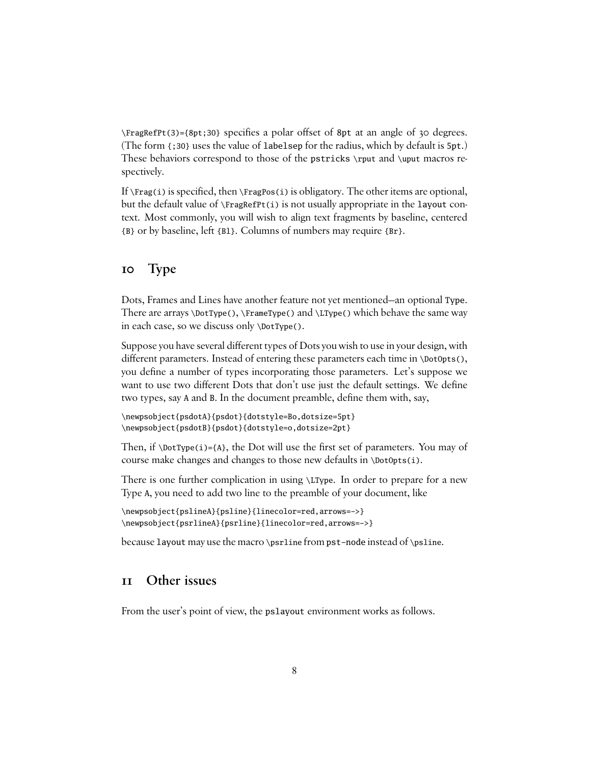`\FragRefPt(3)={8pt;30}` specifies a polar offset of `8pt` at an angle of 30 degrees. (The form `{;30}` uses the value of `labelsep` for the radius, which by default is `5pt`.) These behaviors correspond to those of the `pstricks` `\rput` and `\uput` macros respectively.

If `\Frag(i)` is specified, then `\FragPos(i)` is obligatory. The other items are optional, but the default value of `\FragRefPt(i)` is not usually appropriate in the `layout` context. Most commonly, you will wish to align text fragments by baseline, centered `{B}` or by baseline, left `{Bl}`. Columns of numbers may require `{Br}`.

## 10 Type

Dots, Frames and Lines have another feature not yet mentioned—an optional `Type`. There are arrays `\DotType()`, `\FrameType()` and `\LType()` which behave the same way in each case, so we discuss only `\DotType()`.

Suppose you have several different types of Dots you wish to use in your design, with different parameters. Instead of entering these parameters each time in `\DotOpts()`, you define a number of types incorporating those parameters. Let's suppose we want to use two different Dots that don't use just the default settings. We define two types, say `A` and `B`. In the document preamble, define them with, say,

```
\newpsobject{psdotA}{psdot}{dotstyle=Bo,dotsize=5pt}
\newpsobject{psdotB}{psdot}{dotstyle=o,dotsize=2pt}
```

Then, if `\DotType(i)={A}`, the Dot will use the first set of parameters. You may of course make changes and changes to those new defaults in `\DotOpts(i)`.

There is one further complication in using `\LType`. In order to prepare for a new Type `A`, you need to add two line to the preamble of your document, like

```
\newpsobject{pslineA}{psline}{linecolor=red,arrows=->}
\newpsobject{psrlineA}{psrline}{linecolor=red,arrows=->}
```

because `layout` may use the macro `\psrline` from `pst-node` instead of `\psline`.

## 11 Other issues

From the user's point of view, the `pslayout` environment works as follows.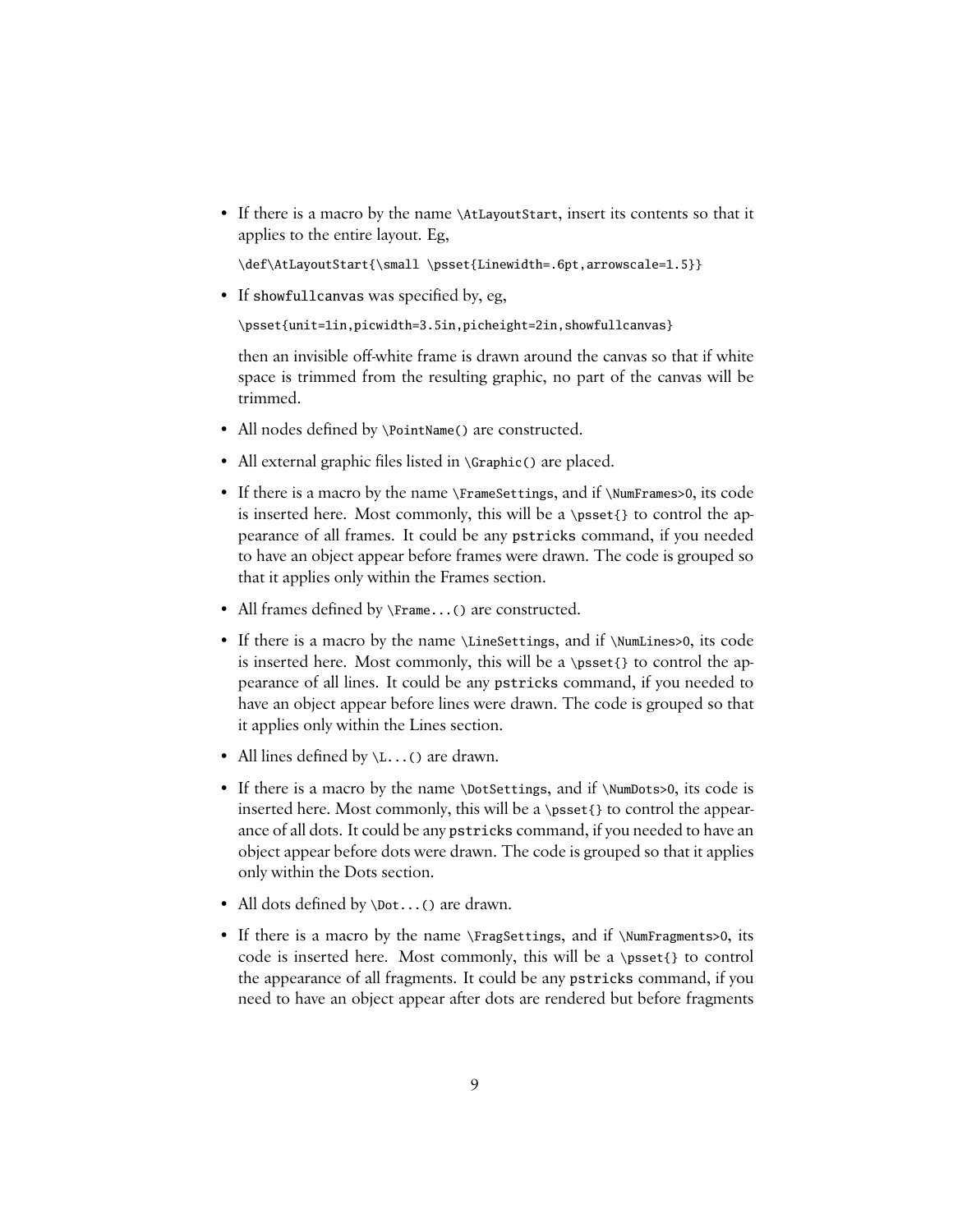- If there is a macro by the name `\AtLayoutStart`, insert its contents so that it applies to the entire layout. Eg,

  ```
  \def\AtLayoutStart{\small \psset{Linewidth=.6pt,arrowscale=1.5}}
  ```

- If `showfullcanvas` was specified by, eg,

  ```
  \psset{unit=1in,picwidth=3.5in,picheight=2in,showfullcanvas}
  ```

  then an invisible off-white frame is drawn around the canvas so that if white space is trimmed from the resulting graphic, no part of the canvas will be trimmed.

- All nodes defined by `\PointName()` are constructed.
- All external graphic files listed in `\Graphic()` are placed.
- If there is a macro by the name `\FrameSettings`, and if `\NumFrames>0`, its code is inserted here. Most commonly, this will be a `\psset{}` to control the appearance of all frames. It could be any `pstricks` command, if you needed to have an object appear before frames were drawn. The code is grouped so that it applies only within the Frames section.
- All frames defined by `\Frame...()` are constructed.
- If there is a macro by the name `\LineSettings`, and if `\NumLines>0`, its code is inserted here. Most commonly, this will be a `\psset{}` to control the appearance of all lines. It could be any `pstricks` command, if you needed to have an object appear before lines were drawn. The code is grouped so that it applies only within the Lines section.
- All lines defined by `\L...()` are drawn.
- If there is a macro by the name `\DotSettings`, and if `\NumDots>0`, its code is inserted here. Most commonly, this will be a `\psset{}` to control the appearance of all dots. It could be any `pstricks` command, if you needed to have an object appear before dots were drawn. The code is grouped so that it applies only within the Dots section.
- All dots defined by `\Dot...()` are drawn.
- If there is a macro by the name `\FragSettings`, and if `\NumFragments>0`, its code is inserted here. Most commonly, this will be a `\psset{}` to control the appearance of all fragments. It could be any `pstricks` command, if you need to have an object appear after dots are rendered but before fragments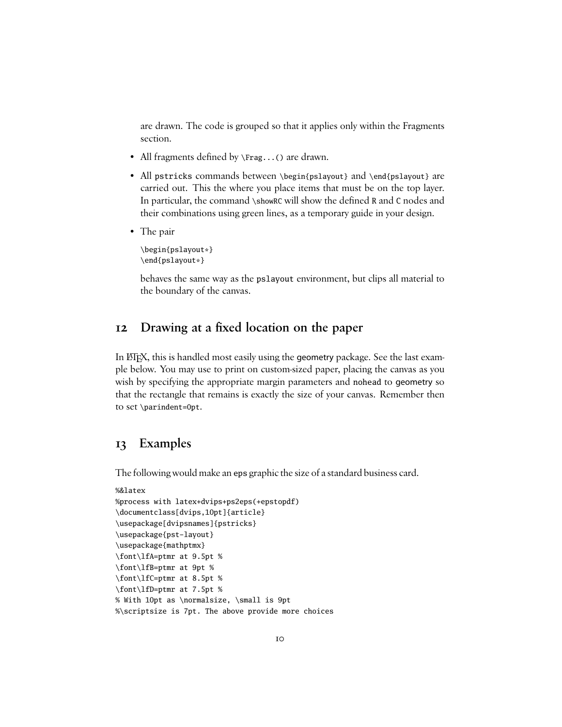are drawn. The code is grouped so that it applies only within the Fragments section.

- All fragments defined by `\Frag...()` are drawn.
- All pstricks commands between `\begin{pslayout}` and `\end{pslayout}` are carried out. This the where you place items that must be on the top layer. In particular, the command `\showRC` will show the defined R and C nodes and their combinations using green lines, as a temporary guide in your design.
- The pair

  ```
  \begin{pslayout*}
  \end{pslayout*}
  ```

  behaves the same way as the pslayout environment, but clips all material to the boundary of the canvas.

## 12 Drawing at a fixed location on the paper

In LaTeX, this is handled most easily using the geometry package. See the last example below. You may use to print on custom-sized paper, placing the canvas as you wish by specifying the appropriate margin parameters and nohead to geometry so that the rectangle that remains is exactly the size of your canvas. Remember then to set `\parindent=0pt`.

## 13 Examples

The following would make an eps graphic the size of a standard business card.

```
%&latex
%process with latex+dvips+ps2eps(+epstopdf)
\documentclass[dvips,10pt]{article}
\usepackage[dvipsnames]{pstricks}
\usepackage{pst-layout}
\usepackage{mathptmx}
\font\lfA=ptmr at 9.5pt %
\font\lfB=ptmr at 9pt %
\font\lfC=ptmr at 8.5pt %
\font\lfD=ptmr at 7.5pt %
% With 10pt as \normalsize, \small is 9pt
%\scriptsize is 7pt. The above provide more choices
```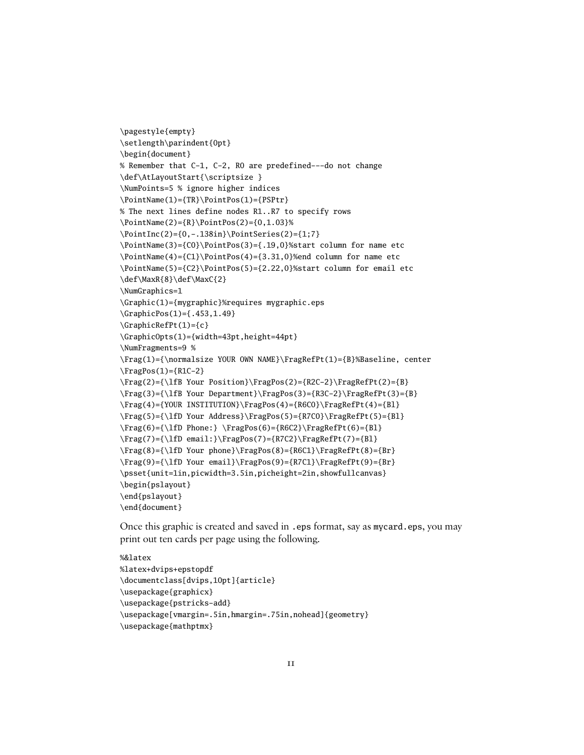```
\pagestyle{empty}
\setlength\parindent{0pt}
\begin{document}
% Remember that C-1, C-2, R0 are predefined---do not change
\def\AtLayoutStart{\scriptsize }
\NumPoints=5 % ignore higher indices
\PointName(1)={TR}\PointPos(1)={PSPtr}
% The next lines define nodes R1..R7 to specify rows
\PointName(2)={R}\PointPos(2)={0,1.03}%
\PointInc(2)={0,-.138in}\PointSeries(2)={1;7}
\PointName(3)={C0}\PointPos(3)={.19,0}%start column for name etc
\PointName(4)={C1}\PointPos(4)={3.31,0}%end column for name etc
\PointName(5)={C2}\PointPos(5)={2.22,0}%start column for email etc
\def\MaxR{8}\def\MaxC{2}
\NumGraphics=1
\Graphic(1)={mygraphic}%requires mygraphic.eps
\GraphicPos(1)={.453,1.49}
\GraphicRefPt(1)={c}
\GraphicOpts(1)={width=43pt,height=44pt}
\NumFragments=9 %
\Frag(1)={\normalsize YOUR OWN NAME}\FragRefPt(1)={B}%Baseline, center
\FragPos(1)={R1C-2}
\Frag(2)={\lfB Your Position}\FragPos(2)={R2C-2}\FragRefPt(2)={B}
\Frag(3)={\lfB Your Department}\FragPos(3)={R3C-2}\FragRefPt(3)={B}
\Frag(4)={YOUR INSTITUTION}\FragPos(4)={R6C0}\FragRefPt(4)={Bl}
\Frag(5)={\lfD Your Address}\FragPos(5)={R7C0}\FragRefPt(5)={Bl}
\Frag(6)={\lfD Phone:} \FragPos(6)={R6C2}\FragRefPt(6)={Bl}
\Frag(7)={\lfD email:}\FragPos(7)={R7C2}\FragRefPt(7)={Bl}
\Frag(8)={\lfD Your phone}\FragPos(8)={R6C1}\FragRefPt(8)={Br}
\Frag(9)={\lfD Your email}\FragPos(9)={R7C1}\FragRefPt(9)={Br}
\psset{unit=1in,picwidth=3.5in,picheight=2in,showfullcanvas}
\begin{pslayout}
\end{pslayout}
\end{document}
```

Once this graphic is created and saved in .eps format, say as mycard.eps, you may print out ten cards per page using the following.

```
%&latex
%latex+dvips+epstopdf
\documentclass[dvips,10pt]{article}
\usepackage{graphicx}
\usepackage{pstricks-add}
\usepackage[vmargin=.5in,hmargin=.75in,nohead]{geometry}
\usepackage{mathptmx}
```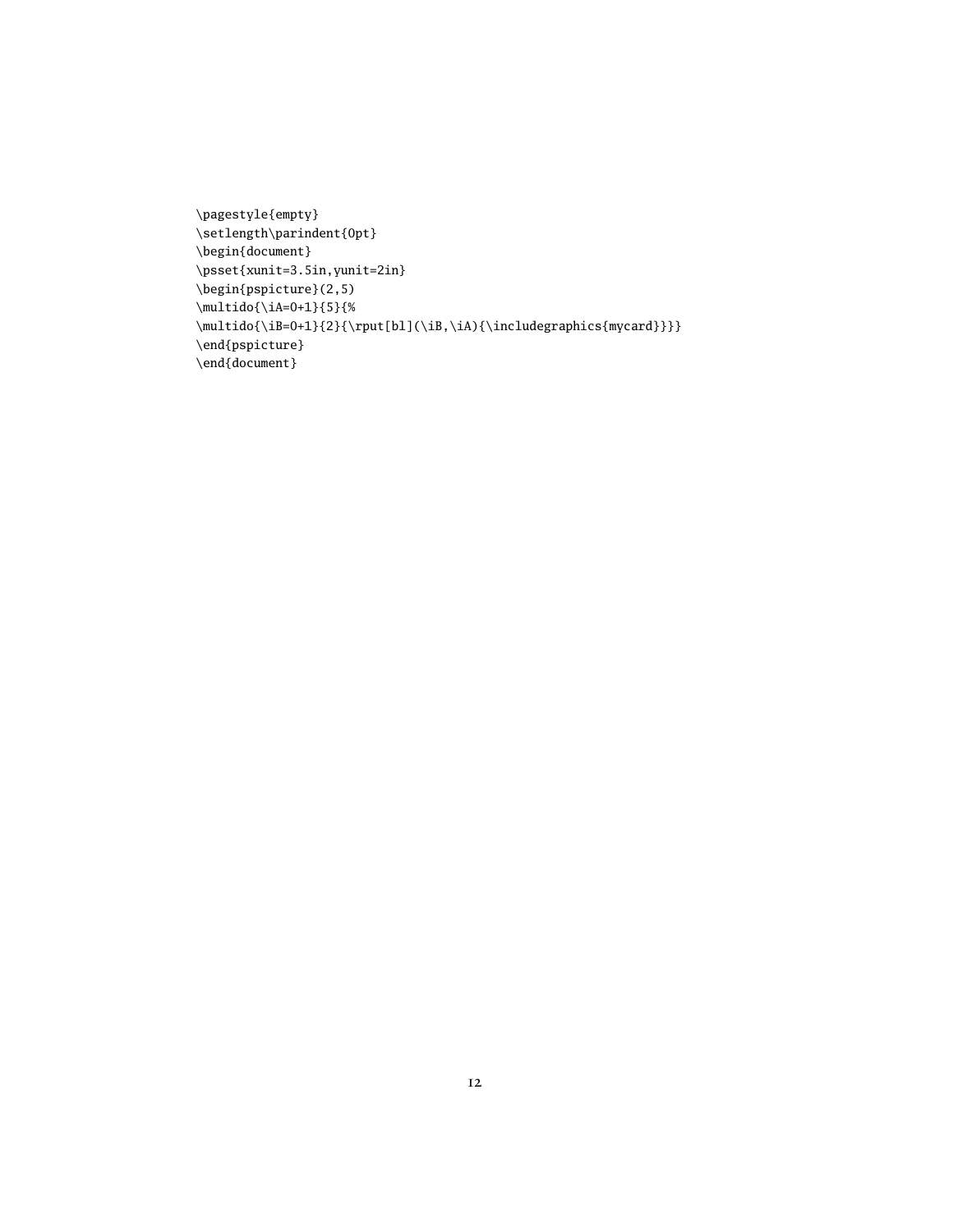```
\pagestyle{empty}
\setlength\parindent{0pt}
\begin{document}
\psset{xunit=3.5in,yunit=2in}
\begin{pspicture}(2,5)
\multido{\iA=0+1}{5}{%
\multido{\iB=0+1}{2}{\rput[bl](\iB,\iA){\includegraphics{mycard}}}}
\end{pspicture}
\end{document}
```